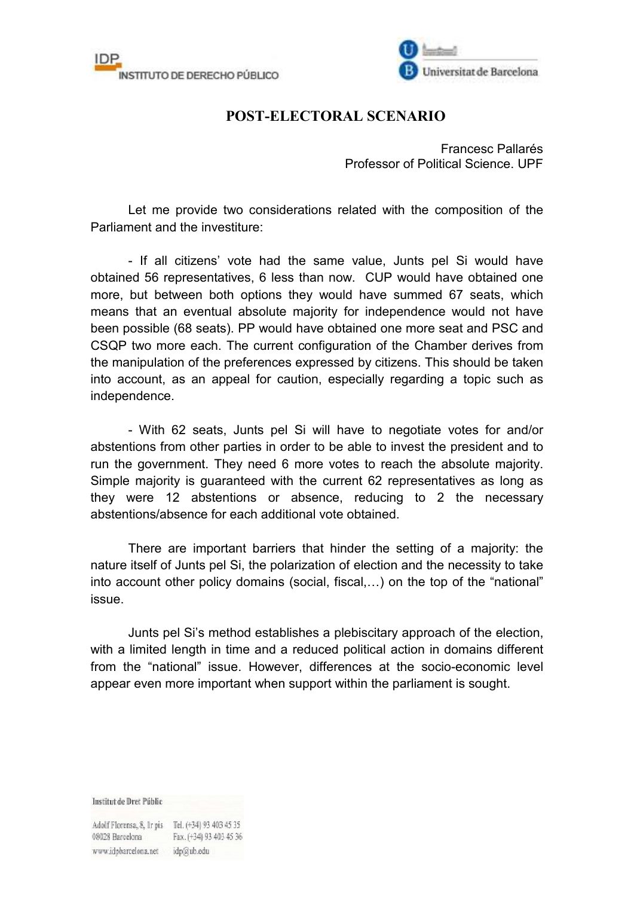# POST-ELECTORAL SCENARIO

Francesc Pallarés
Professor of Political Science. UPF

Let me provide two considerations related with the composition of the Parliament and the investiture:

- If all citizens' vote had the same value, Junts pel Si would have obtained 56 representatives, 6 less than now. CUP would have obtained one more, but between both options they would have summed 67 seats, which means that an eventual absolute majority for independence would not have been possible (68 seats). PP would have obtained one more seat and PSC and CSQP two more each. The current configuration of the Chamber derives from the manipulation of the preferences expressed by citizens. This should be taken into account, as an appeal for caution, especially regarding a topic such as independence.

- With 62 seats, Junts pel Si will have to negotiate votes for and/or abstentions from other parties in order to be able to invest the president and to run the government. They need 6 more votes to reach the absolute majority. Simple majority is guaranteed with the current 62 representatives as long as they were 12 abstentions or absence, reducing to 2 the necessary abstentions/absence for each additional vote obtained.

There are important barriers that hinder the setting of a majority: the nature itself of Junts pel Si, the polarization of election and the necessity to take into account other policy domains (social, fiscal,…) on the top of the "national" issue.

Junts pel Si's method establishes a plebiscitary approach of the election, with a limited length in time and a reduced political action in domains different from the "national" issue. However, differences at the socio-economic level appear even more important when support within the parliament is sought.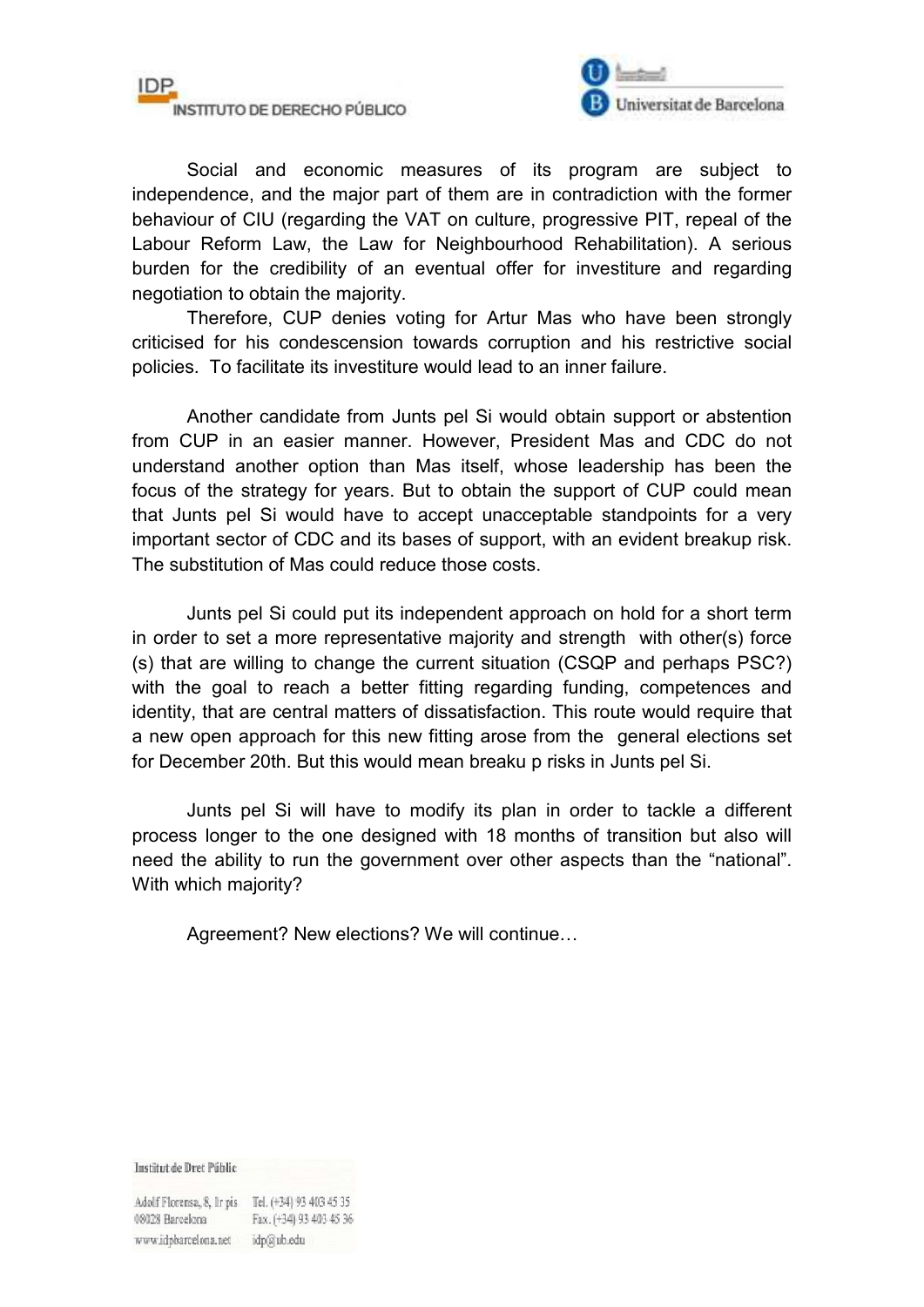Social and economic measures of its program are subject to independence, and the major part of them are in contradiction with the former behaviour of CIU (regarding the VAT on culture, progressive PIT, repeal of the Labour Reform Law, the Law for Neighbourhood Rehabilitation). A serious burden for the credibility of an eventual offer for investiture and regarding negotiation to obtain the majority.

Therefore, CUP denies voting for Artur Mas who have been strongly criticised for his condescension towards corruption and his restrictive social policies. To facilitate its investiture would lead to an inner failure.

Another candidate from Junts pel Si would obtain support or abstention from CUP in an easier manner. However, President Mas and CDC do not understand another option than Mas itself, whose leadership has been the focus of the strategy for years. But to obtain the support of CUP could mean that Junts pel Si would have to accept unacceptable standpoints for a very important sector of CDC and its bases of support, with an evident breakup risk. The substitution of Mas could reduce those costs.

Junts pel Si could put its independent approach on hold for a short term in order to set a more representative majority and strength with other(s) force (s) that are willing to change the current situation (CSQP and perhaps PSC?) with the goal to reach a better fitting regarding funding, competences and identity, that are central matters of dissatisfaction. This route would require that a new open approach for this new fitting arose from the general elections set for December 20th. But this would mean breaku p risks in Junts pel Si.

Junts pel Si will have to modify its plan in order to tackle a different process longer to the one designed with 18 months of transition but also will need the ability to run the government over other aspects than the "national". With which majority?

Agreement? New elections? We will continue…